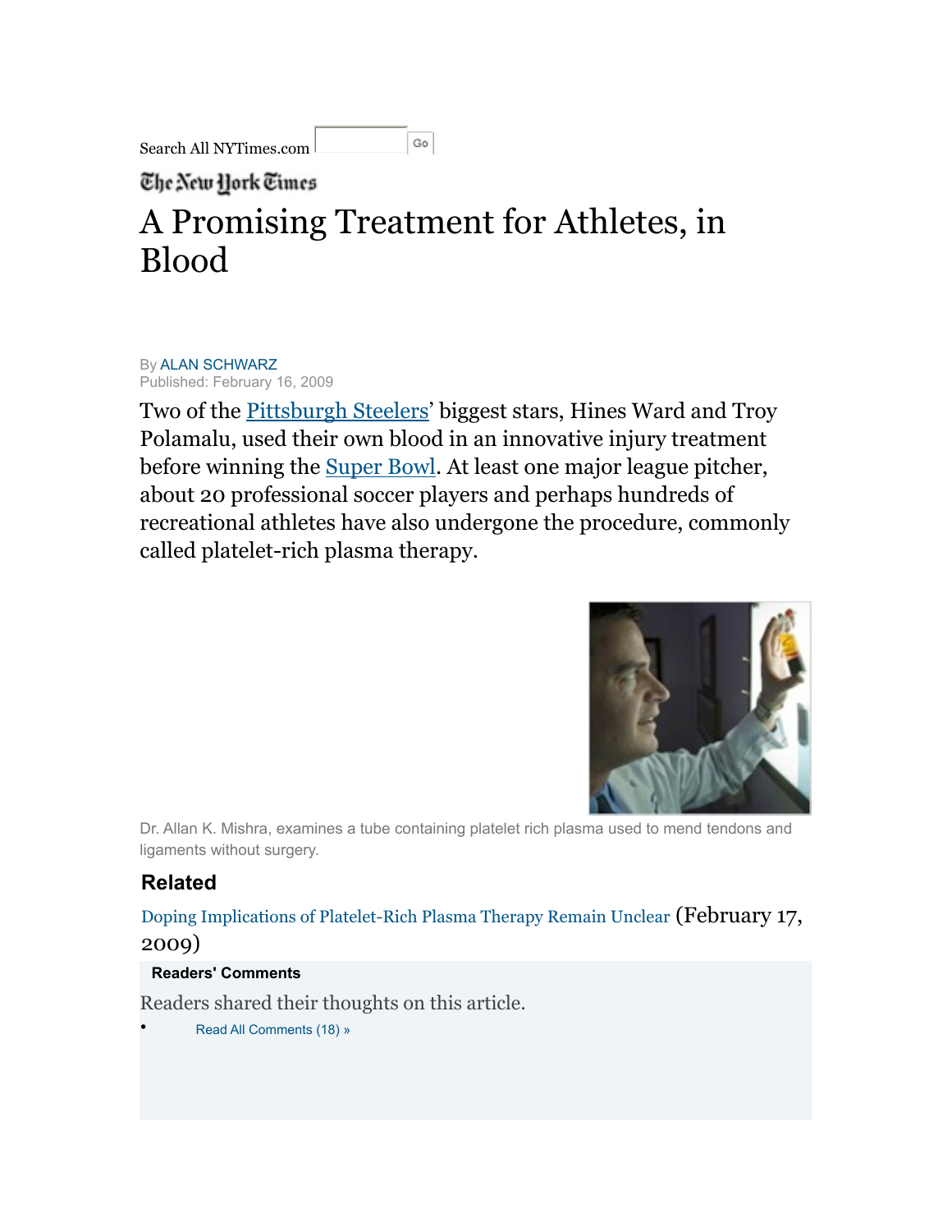Search All NYTimes.com

The New York Times

# A Promising Treatment for Athletes, in Blood

By ALAN SCHWARZ
Published: February 16, 2009

Two of the Pittsburgh Steelers' biggest stars, Hines Ward and Troy Polamalu, used their own blood in an innovative injury treatment before winning the Super Bowl. At least one major league pitcher, about 20 professional soccer players and perhaps hundreds of recreational athletes have also undergone the procedure, commonly called platelet-rich plasma therapy.

Dr. Allan K. Mishra, examines a tube containing platelet rich plasma used to mend tendons and ligaments without surgery.

## Related

Doping Implications of Platelet-Rich Plasma Therapy Remain Unclear (February 17, 2009)

**Readers' Comments**

Readers shared their thoughts on this article.

- Read All Comments (18) »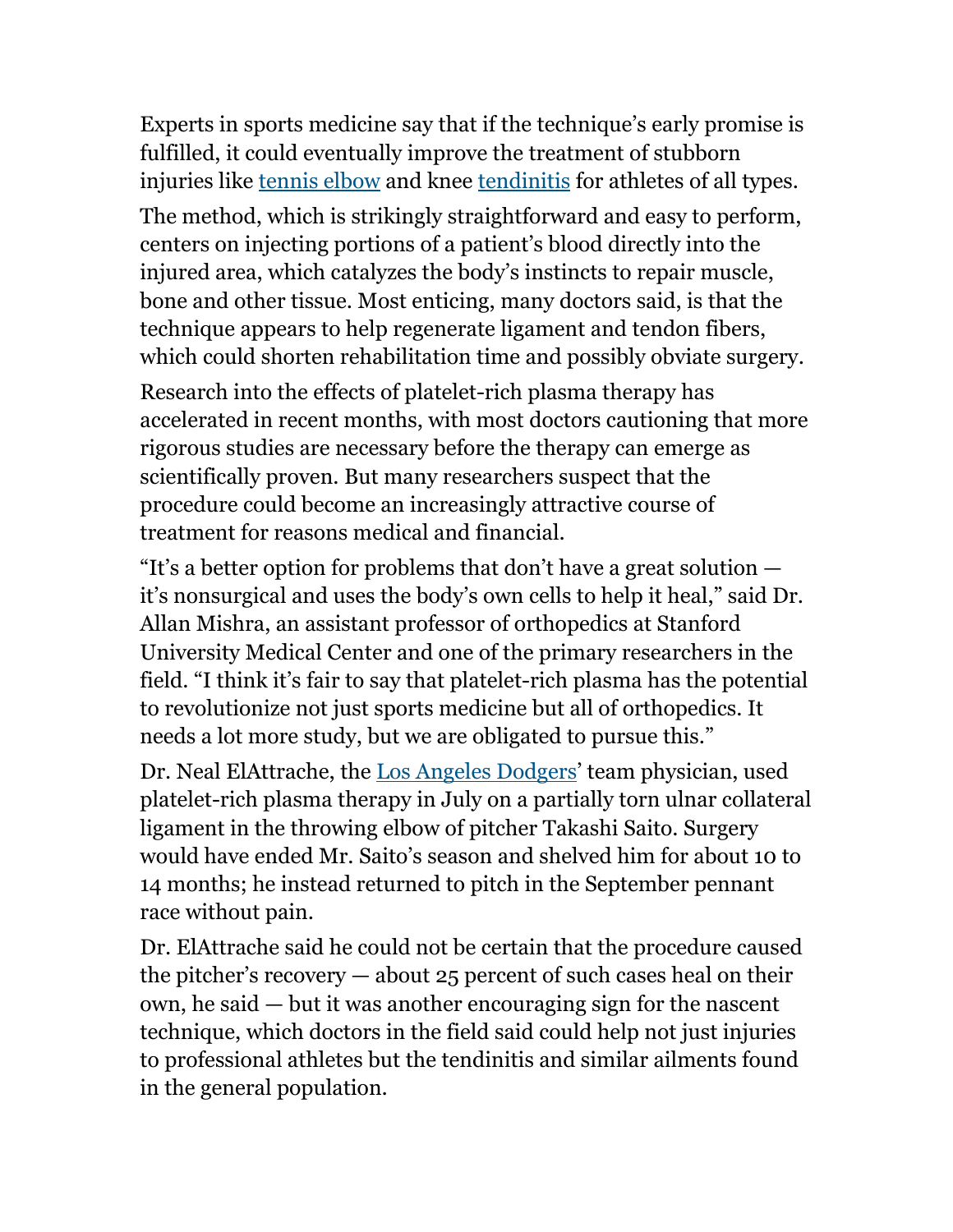Experts in sports medicine say that if the technique's early promise is fulfilled, it could eventually improve the treatment of stubborn injuries like [tennis elbow] and knee [tendinitis] for athletes of all types.

The method, which is strikingly straightforward and easy to perform, centers on injecting portions of a patient's blood directly into the injured area, which catalyzes the body's instincts to repair muscle, bone and other tissue. Most enticing, many doctors said, is that the technique appears to help regenerate ligament and tendon fibers, which could shorten rehabilitation time and possibly obviate surgery.

Research into the effects of platelet-rich plasma therapy has accelerated in recent months, with most doctors cautioning that more rigorous studies are necessary before the therapy can emerge as scientifically proven. But many researchers suspect that the procedure could become an increasingly attractive course of treatment for reasons medical and financial.

"It's a better option for problems that don't have a great solution — it's nonsurgical and uses the body's own cells to help it heal," said Dr. Allan Mishra, an assistant professor of orthopedics at Stanford University Medical Center and one of the primary researchers in the field. "I think it's fair to say that platelet-rich plasma has the potential to revolutionize not just sports medicine but all of orthopedics. It needs a lot more study, but we are obligated to pursue this."

Dr. Neal ElAttrache, the [Los Angeles Dodgers]' team physician, used platelet-rich plasma therapy in July on a partially torn ulnar collateral ligament in the throwing elbow of pitcher Takashi Saito. Surgery would have ended Mr. Saito's season and shelved him for about 10 to 14 months; he instead returned to pitch in the September pennant race without pain.

Dr. ElAttrache said he could not be certain that the procedure caused the pitcher's recovery — about 25 percent of such cases heal on their own, he said — but it was another encouraging sign for the nascent technique, which doctors in the field said could help not just injuries to professional athletes but the tendinitis and similar ailments found in the general population.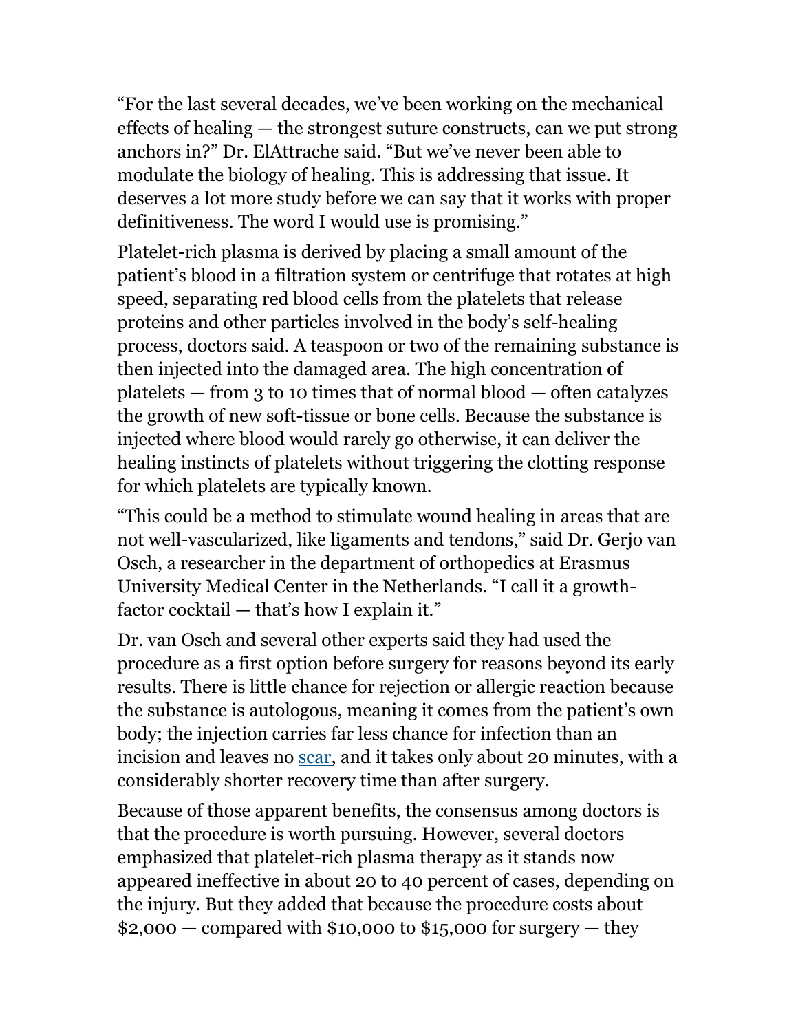"For the last several decades, we've been working on the mechanical effects of healing — the strongest suture constructs, can we put strong anchors in?" Dr. ElAttrache said. "But we've never been able to modulate the biology of healing. This is addressing that issue. It deserves a lot more study before we can say that it works with proper definitiveness. The word I would use is promising."

Platelet-rich plasma is derived by placing a small amount of the patient's blood in a filtration system or centrifuge that rotates at high speed, separating red blood cells from the platelets that release proteins and other particles involved in the body's self-healing process, doctors said. A teaspoon or two of the remaining substance is then injected into the damaged area. The high concentration of platelets — from 3 to 10 times that of normal blood — often catalyzes the growth of new soft-tissue or bone cells. Because the substance is injected where blood would rarely go otherwise, it can deliver the healing instincts of platelets without triggering the clotting response for which platelets are typically known.

"This could be a method to stimulate wound healing in areas that are not well-vascularized, like ligaments and tendons," said Dr. Gerjo van Osch, a researcher in the department of orthopedics at Erasmus University Medical Center in the Netherlands. "I call it a growth-factor cocktail — that's how I explain it."

Dr. van Osch and several other experts said they had used the procedure as a first option before surgery for reasons beyond its early results. There is little chance for rejection or allergic reaction because the substance is autologous, meaning it comes from the patient's own body; the injection carries far less chance for infection than an incision and leaves no scar, and it takes only about 20 minutes, with a considerably shorter recovery time than after surgery.

Because of those apparent benefits, the consensus among doctors is that the procedure is worth pursuing. However, several doctors emphasized that platelet-rich plasma therapy as it stands now appeared ineffective in about 20 to 40 percent of cases, depending on the injury. But they added that because the procedure costs about $2,000 — compared with $10,000 to $15,000 for surgery — they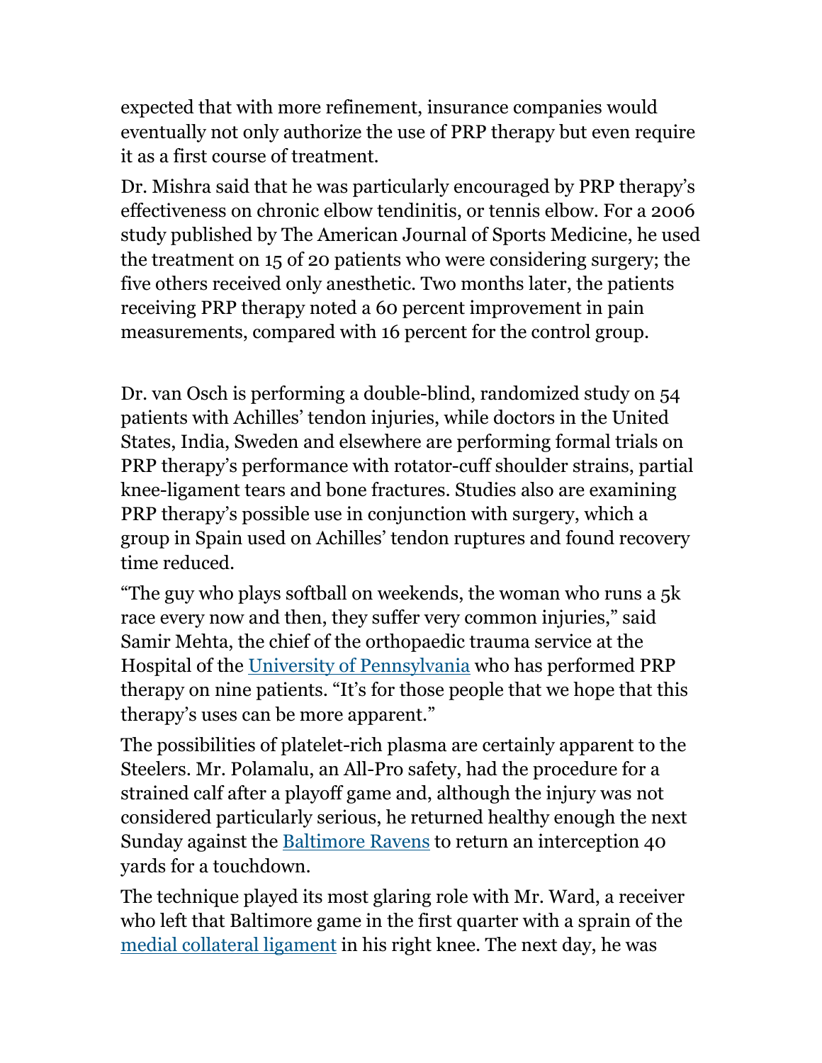expected that with more refinement, insurance companies would eventually not only authorize the use of PRP therapy but even require it as a first course of treatment.

Dr. Mishra said that he was particularly encouraged by PRP therapy's effectiveness on chronic elbow tendinitis, or tennis elbow. For a 2006 study published by The American Journal of Sports Medicine, he used the treatment on 15 of 20 patients who were considering surgery; the five others received only anesthetic. Two months later, the patients receiving PRP therapy noted a 60 percent improvement in pain measurements, compared with 16 percent for the control group.

Dr. van Osch is performing a double-blind, randomized study on 54 patients with Achilles' tendon injuries, while doctors in the United States, India, Sweden and elsewhere are performing formal trials on PRP therapy's performance with rotator-cuff shoulder strains, partial knee-ligament tears and bone fractures. Studies also are examining PRP therapy's possible use in conjunction with surgery, which a group in Spain used on Achilles' tendon ruptures and found recovery time reduced.

"The guy who plays softball on weekends, the woman who runs a 5k race every now and then, they suffer very common injuries," said Samir Mehta, the chief of the orthopaedic trauma service at the Hospital of the University of Pennsylvania who has performed PRP therapy on nine patients. "It's for those people that we hope that this therapy's uses can be more apparent."

The possibilities of platelet-rich plasma are certainly apparent to the Steelers. Mr. Polamalu, an All-Pro safety, had the procedure for a strained calf after a playoff game and, although the injury was not considered particularly serious, he returned healthy enough the next Sunday against the Baltimore Ravens to return an interception 40 yards for a touchdown.

The technique played its most glaring role with Mr. Ward, a receiver who left that Baltimore game in the first quarter with a sprain of the medial collateral ligament in his right knee. The next day, he was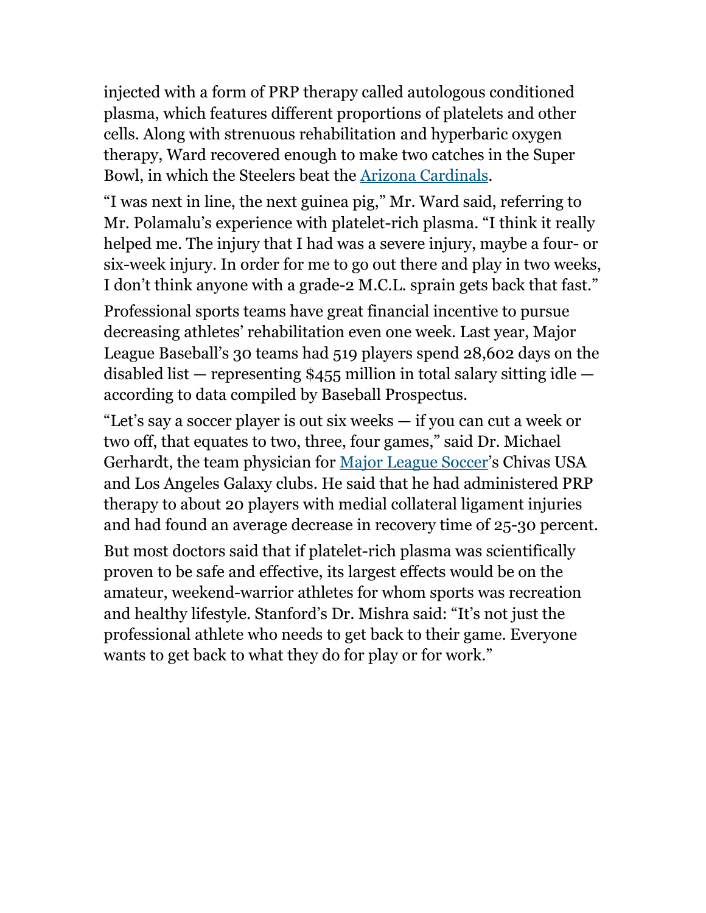injected with a form of PRP therapy called autologous conditioned plasma, which features different proportions of platelets and other cells. Along with strenuous rehabilitation and hyperbaric oxygen therapy, Ward recovered enough to make two catches in the Super Bowl, in which the Steelers beat the Arizona Cardinals.

"I was next in line, the next guinea pig," Mr. Ward said, referring to Mr. Polamalu's experience with platelet-rich plasma. "I think it really helped me. The injury that I had was a severe injury, maybe a four- or six-week injury. In order for me to go out there and play in two weeks, I don't think anyone with a grade-2 M.C.L. sprain gets back that fast."

Professional sports teams have great financial incentive to pursue decreasing athletes' rehabilitation even one week. Last year, Major League Baseball's 30 teams had 519 players spend 28,602 days on the disabled list — representing $455 million in total salary sitting idle — according to data compiled by Baseball Prospectus.

"Let's say a soccer player is out six weeks — if you can cut a week or two off, that equates to two, three, four games," said Dr. Michael Gerhardt, the team physician for Major League Soccer's Chivas USA and Los Angeles Galaxy clubs. He said that he had administered PRP therapy to about 20 players with medial collateral ligament injuries and had found an average decrease in recovery time of 25-30 percent.

But most doctors said that if platelet-rich plasma was scientifically proven to be safe and effective, its largest effects would be on the amateur, weekend-warrior athletes for whom sports was recreation and healthy lifestyle. Stanford's Dr. Mishra said: "It's not just the professional athlete who needs to get back to their game. Everyone wants to get back to what they do for play or for work."